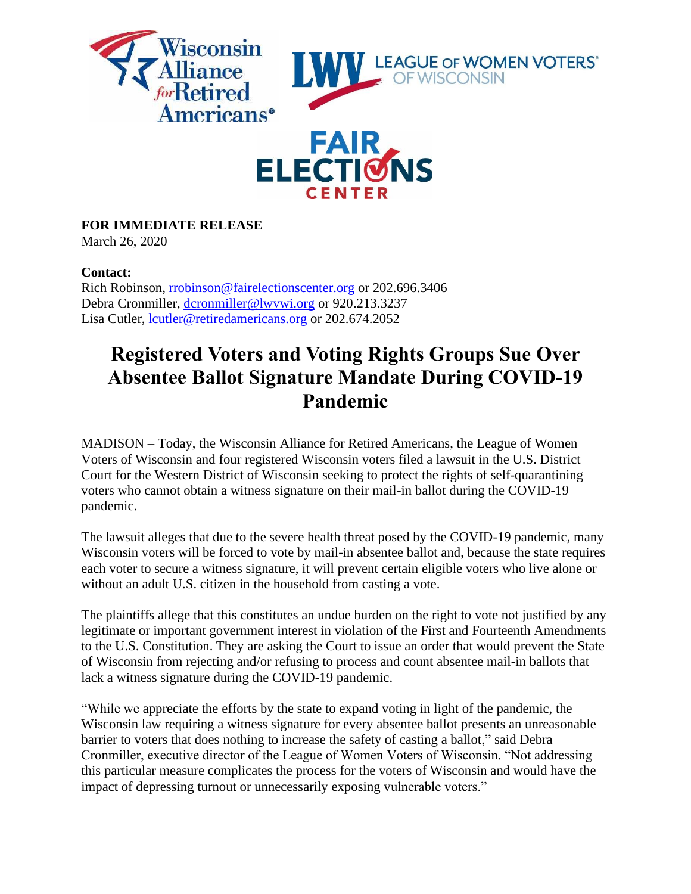**FOR IMMEDIATE RELEASE**
March 26, 2020

**Contact:**
Rich Robinson, rrobinson@fairelectionscenter.org or 202.696.3406
Debra Cronmiller, dcronmiller@lwvwi.org or 920.213.3237
Lisa Cutler, lcutler@retiredamericans.org or 202.674.2052

# Registered Voters and Voting Rights Groups Sue Over Absentee Ballot Signature Mandate During COVID-19 Pandemic

MADISON – Today, the Wisconsin Alliance for Retired Americans, the League of Women Voters of Wisconsin and four registered Wisconsin voters filed a lawsuit in the U.S. District Court for the Western District of Wisconsin seeking to protect the rights of self-quarantining voters who cannot obtain a witness signature on their mail-in ballot during the COVID-19 pandemic.

The lawsuit alleges that due to the severe health threat posed by the COVID-19 pandemic, many Wisconsin voters will be forced to vote by mail-in absentee ballot and, because the state requires each voter to secure a witness signature, it will prevent certain eligible voters who live alone or without an adult U.S. citizen in the household from casting a vote.

The plaintiffs allege that this constitutes an undue burden on the right to vote not justified by any legitimate or important government interest in violation of the First and Fourteenth Amendments to the U.S. Constitution. They are asking the Court to issue an order that would prevent the State of Wisconsin from rejecting and/or refusing to process and count absentee mail-in ballots that lack a witness signature during the COVID-19 pandemic.

"While we appreciate the efforts by the state to expand voting in light of the pandemic, the Wisconsin law requiring a witness signature for every absentee ballot presents an unreasonable barrier to voters that does nothing to increase the safety of casting a ballot," said Debra Cronmiller, executive director of the League of Women Voters of Wisconsin. "Not addressing this particular measure complicates the process for the voters of Wisconsin and would have the impact of depressing turnout or unnecessarily exposing vulnerable voters."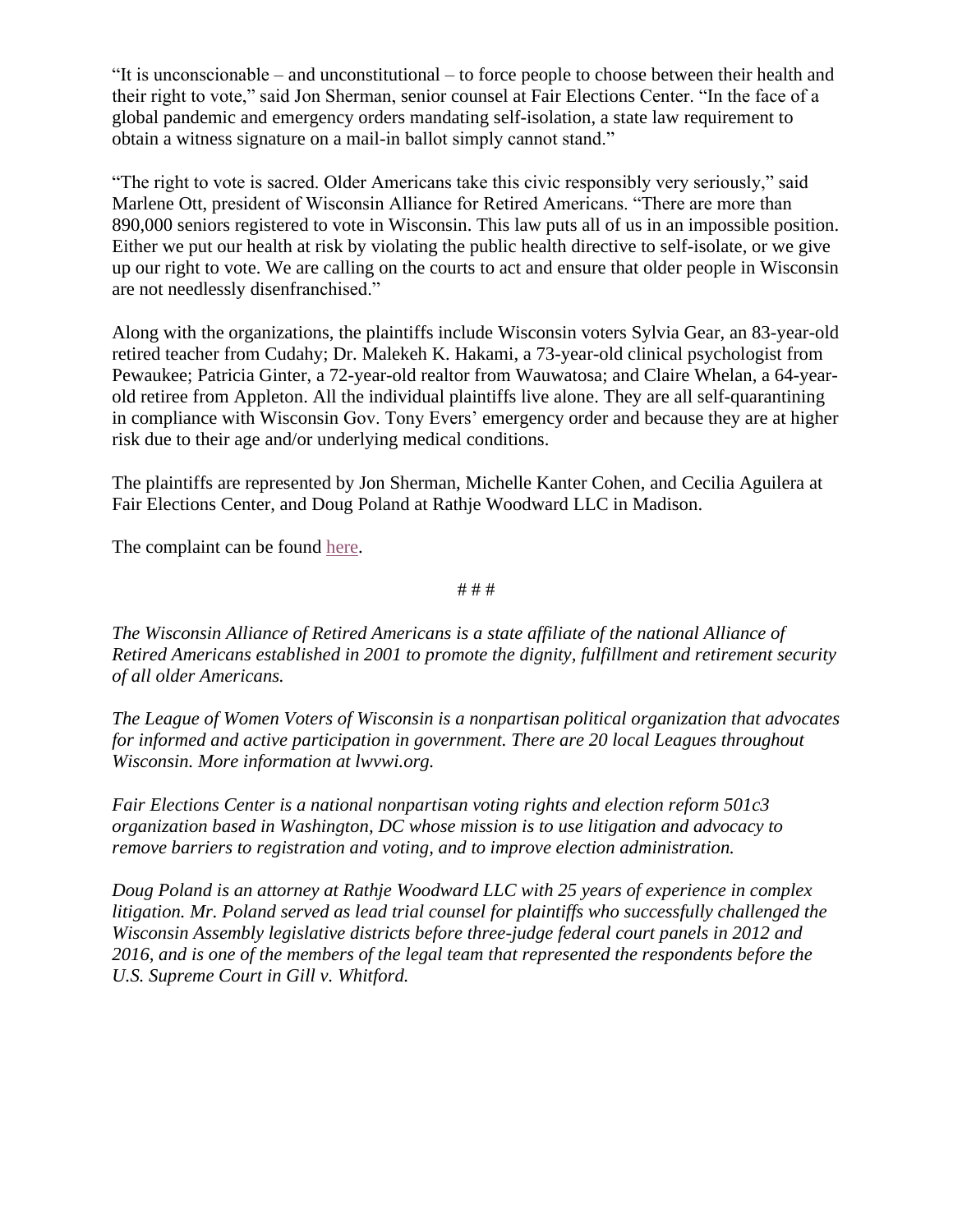"It is unconscionable – and unconstitutional – to force people to choose between their health and their right to vote," said Jon Sherman, senior counsel at Fair Elections Center. "In the face of a global pandemic and emergency orders mandating self-isolation, a state law requirement to obtain a witness signature on a mail-in ballot simply cannot stand."

"The right to vote is sacred. Older Americans take this civic responsibly very seriously," said Marlene Ott, president of Wisconsin Alliance for Retired Americans. "There are more than 890,000 seniors registered to vote in Wisconsin. This law puts all of us in an impossible position. Either we put our health at risk by violating the public health directive to self-isolate, or we give up our right to vote. We are calling on the courts to act and ensure that older people in Wisconsin are not needlessly disenfranchised."

Along with the organizations, the plaintiffs include Wisconsin voters Sylvia Gear, an 83-year-old retired teacher from Cudahy; Dr. Malekeh K. Hakami, a 73-year-old clinical psychologist from Pewaukee; Patricia Ginter, a 72-year-old realtor from Wauwatosa; and Claire Whelan, a 64-year-old retiree from Appleton. All the individual plaintiffs live alone. They are all self-quarantining in compliance with Wisconsin Gov. Tony Evers' emergency order and because they are at higher risk due to their age and/or underlying medical conditions.

The plaintiffs are represented by Jon Sherman, Michelle Kanter Cohen, and Cecilia Aguilera at Fair Elections Center, and Doug Poland at Rathje Woodward LLC in Madison.

The complaint can be found here.

# # #

*The Wisconsin Alliance of Retired Americans is a state affiliate of the national Alliance of Retired Americans established in 2001 to promote the dignity, fulfillment and retirement security of all older Americans.*

*The League of Women Voters of Wisconsin is a nonpartisan political organization that advocates for informed and active participation in government. There are 20 local Leagues throughout Wisconsin. More information at lwvwi.org.*

*Fair Elections Center is a national nonpartisan voting rights and election reform 501c3 organization based in Washington, DC whose mission is to use litigation and advocacy to remove barriers to registration and voting, and to improve election administration.*

*Doug Poland is an attorney at Rathje Woodward LLC with 25 years of experience in complex litigation. Mr. Poland served as lead trial counsel for plaintiffs who successfully challenged the Wisconsin Assembly legislative districts before three-judge federal court panels in 2012 and 2016, and is one of the members of the legal team that represented the respondents before the U.S. Supreme Court in Gill v. Whitford.*